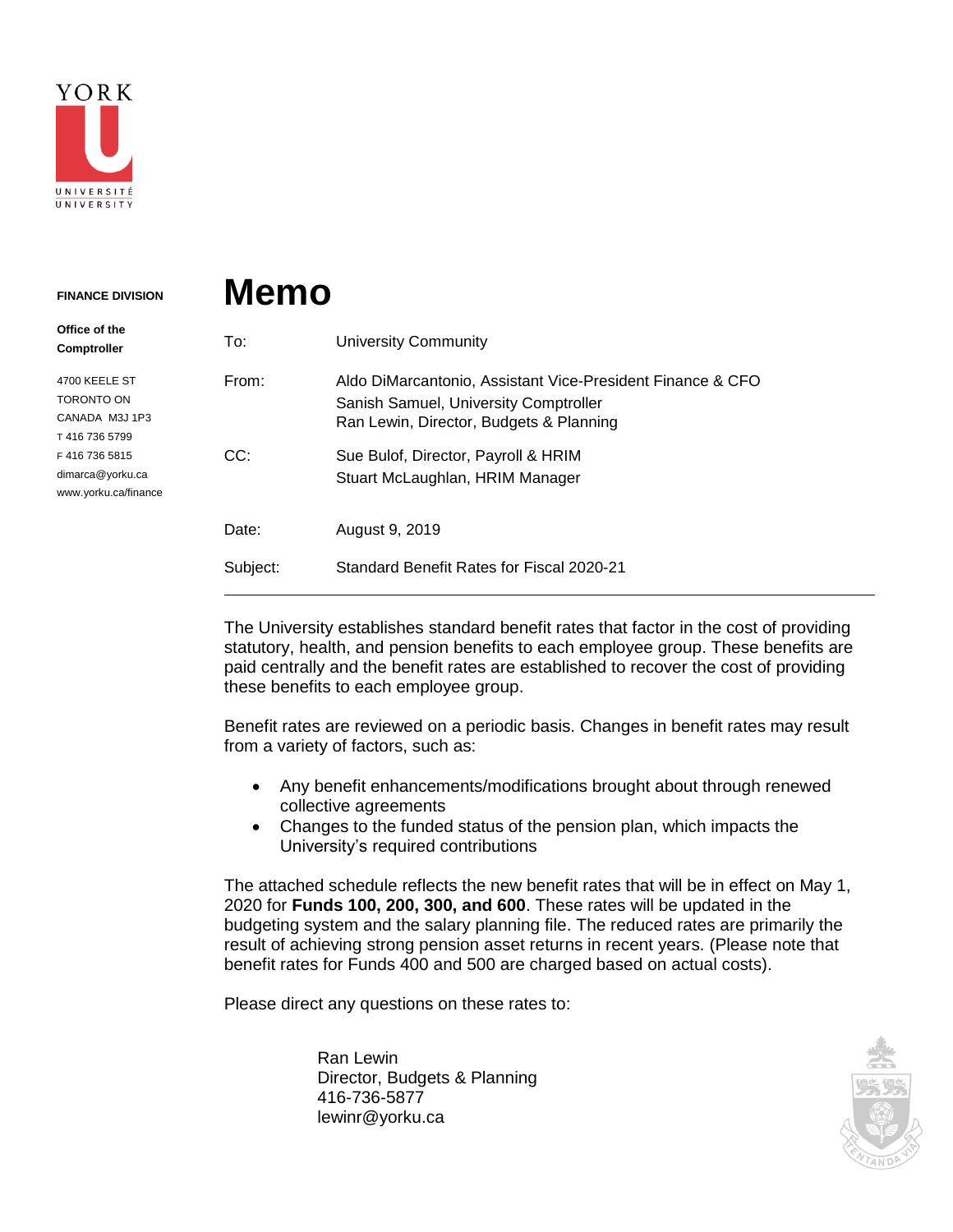YORK

UNIVERSITÉ
UNIVERSITY

**FINANCE DIVISION**

**Office of the Comptroller**

4700 KEELE ST
TORONTO ON
CANADA M3J 1P3
T 416 736 5799
F 416 736 5815
dimarca@yorku.ca
www.yorku.ca/finance

# Memo

| | |
|---|---|
| To: | University Community |
| From: | Aldo DiMarcantonio, Assistant Vice-President Finance & CFO<br>Sanish Samuel, University Comptroller<br>Ran Lewin, Director, Budgets & Planning |
| CC: | Sue Bulof, Director, Payroll & HRIM<br>Stuart McLaughlan, HRIM Manager |
| Date: | August 9, 2019 |
| Subject: | Standard Benefit Rates for Fiscal 2020-21 |

The University establishes standard benefit rates that factor in the cost of providing statutory, health, and pension benefits to each employee group. These benefits are paid centrally and the benefit rates are established to recover the cost of providing these benefits to each employee group.

Benefit rates are reviewed on a periodic basis. Changes in benefit rates may result from a variety of factors, such as:

- Any benefit enhancements/modifications brought about through renewed collective agreements
- Changes to the funded status of the pension plan, which impacts the University's required contributions

The attached schedule reflects the new benefit rates that will be in effect on May 1, 2020 for **Funds 100, 200, 300, and 600**. These rates will be updated in the budgeting system and the salary planning file. The reduced rates are primarily the result of achieving strong pension asset returns in recent years. (Please note that benefit rates for Funds 400 and 500 are charged based on actual costs).

Please direct any questions on these rates to:

Ran Lewin
Director, Budgets & Planning
416-736-5877
lewinr@yorku.ca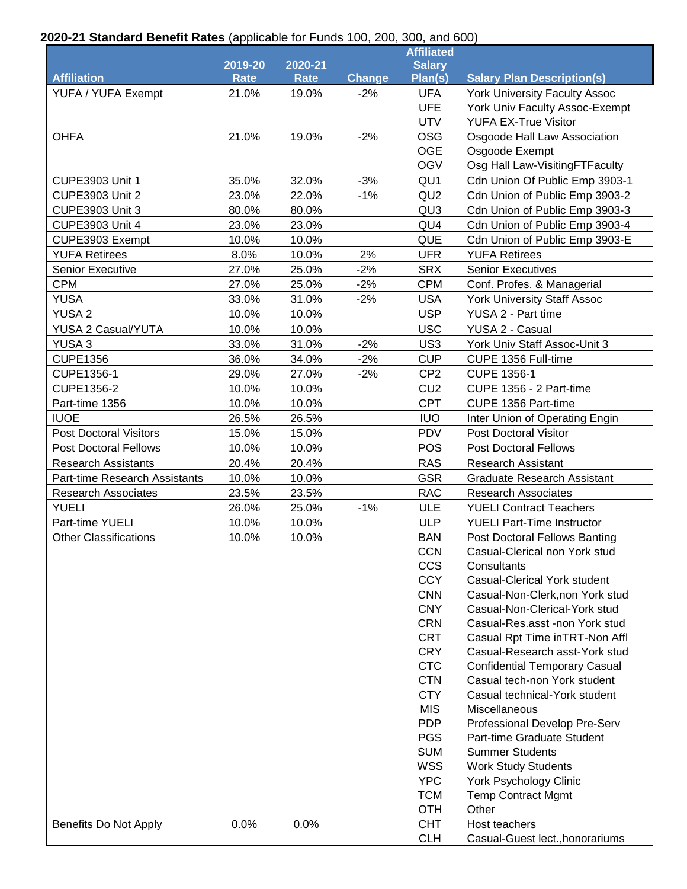**2020-21 Standard Benefit Rates** (applicable for Funds 100, 200, 300, and 600)

| Affiliation | 2019-20 Rate | 2020-21 Rate | Change | Affiliated Salary Plan(s) | Salary Plan Description(s) |
|---|---|---|---|---|---|
| YUFA / YUFA Exempt | 21.0% | 19.0% | -2% | UFA | York University Faculty Assoc |
| | | | | UFE | York Univ Faculty Assoc-Exempt |
| | | | | UTV | YUFA EX-True Visitor |
| OHFA | 21.0% | 19.0% | -2% | OSG | Osgoode Hall Law Association |
| | | | | OGE | Osgoode Exempt |
| | | | | OGV | Osg Hall Law-VisitingFTFaculty |
| CUPE3903 Unit 1 | 35.0% | 32.0% | -3% | QU1 | Cdn Union Of Public Emp 3903-1 |
| CUPE3903 Unit 2 | 23.0% | 22.0% | -1% | QU2 | Cdn Union of Public Emp 3903-2 |
| CUPE3903 Unit 3 | 80.0% | 80.0% | | QU3 | Cdn Union of Public Emp 3903-3 |
| CUPE3903 Unit 4 | 23.0% | 23.0% | | QU4 | Cdn Union of Public Emp 3903-4 |
| CUPE3903 Exempt | 10.0% | 10.0% | | QUE | Cdn Union of Public Emp 3903-E |
| YUFA Retirees | 8.0% | 10.0% | 2% | UFR | YUFA Retirees |
| Senior Executive | 27.0% | 25.0% | -2% | SRX | Senior Executives |
| CPM | 27.0% | 25.0% | -2% | CPM | Conf. Profes. & Managerial |
| YUSA | 33.0% | 31.0% | -2% | USA | York University Staff Assoc |
| YUSA 2 | 10.0% | 10.0% | | USP | YUSA 2 - Part time |
| YUSA 2 Casual/YUTA | 10.0% | 10.0% | | USC | YUSA 2 - Casual |
| YUSA 3 | 33.0% | 31.0% | -2% | US3 | York Univ Staff Assoc-Unit 3 |
| CUPE1356 | 36.0% | 34.0% | -2% | CUP | CUPE 1356 Full-time |
| CUPE1356-1 | 29.0% | 27.0% | -2% | CP2 | CUPE 1356-1 |
| CUPE1356-2 | 10.0% | 10.0% | | CU2 | CUPE 1356 - 2 Part-time |
| Part-time 1356 | 10.0% | 10.0% | | CPT | CUPE 1356 Part-time |
| IUOE | 26.5% | 26.5% | | IUO | Inter Union of Operating Engin |
| Post Doctoral Visitors | 15.0% | 15.0% | | PDV | Post Doctoral Visitor |
| Post Doctoral Fellows | 10.0% | 10.0% | | POS | Post Doctoral Fellows |
| Research Assistants | 20.4% | 20.4% | | RAS | Research Assistant |
| Part-time Research Assistants | 10.0% | 10.0% | | GSR | Graduate Research Assistant |
| Research Associates | 23.5% | 23.5% | | RAC | Research Associates |
| YUELI | 26.0% | 25.0% | -1% | ULE | YUELI Contract Teachers |
| Part-time YUELI | 10.0% | 10.0% | | ULP | YUELI Part-Time Instructor |
| Other Classifications | 10.0% | 10.0% | | BAN | Post Doctoral Fellows Banting |
| | | | | CCN | Casual-Clerical non York stud |
| | | | | CCS | Consultants |
| | | | | CCY | Casual-Clerical York student |
| | | | | CNN | Casual-Non-Clerk,non York stud |
| | | | | CNY | Casual-Non-Clerical-York stud |
| | | | | CRN | Casual-Res.asst -non York stud |
| | | | | CRT | Casual Rpt Time inTRT-Non Affl |
| | | | | CRY | Casual-Research asst-York stud |
| | | | | CTC | Confidential Temporary Casual |
| | | | | CTN | Casual tech-non York student |
| | | | | CTY | Casual technical-York student |
| | | | | MIS | Miscellaneous |
| | | | | PDP | Professional Develop Pre-Serv |
| | | | | PGS | Part-time Graduate Student |
| | | | | SUM | Summer Students |
| | | | | WSS | Work Study Students |
| | | | | YPC | York Psychology Clinic |
| | | | | TCM | Temp Contract Mgmt |
| | | | | OTH | Other |
| Benefits Do Not Apply | 0.0% | 0.0% | | CHT | Host teachers |
| | | | | CLH | Casual-Guest lect.,honorariums |